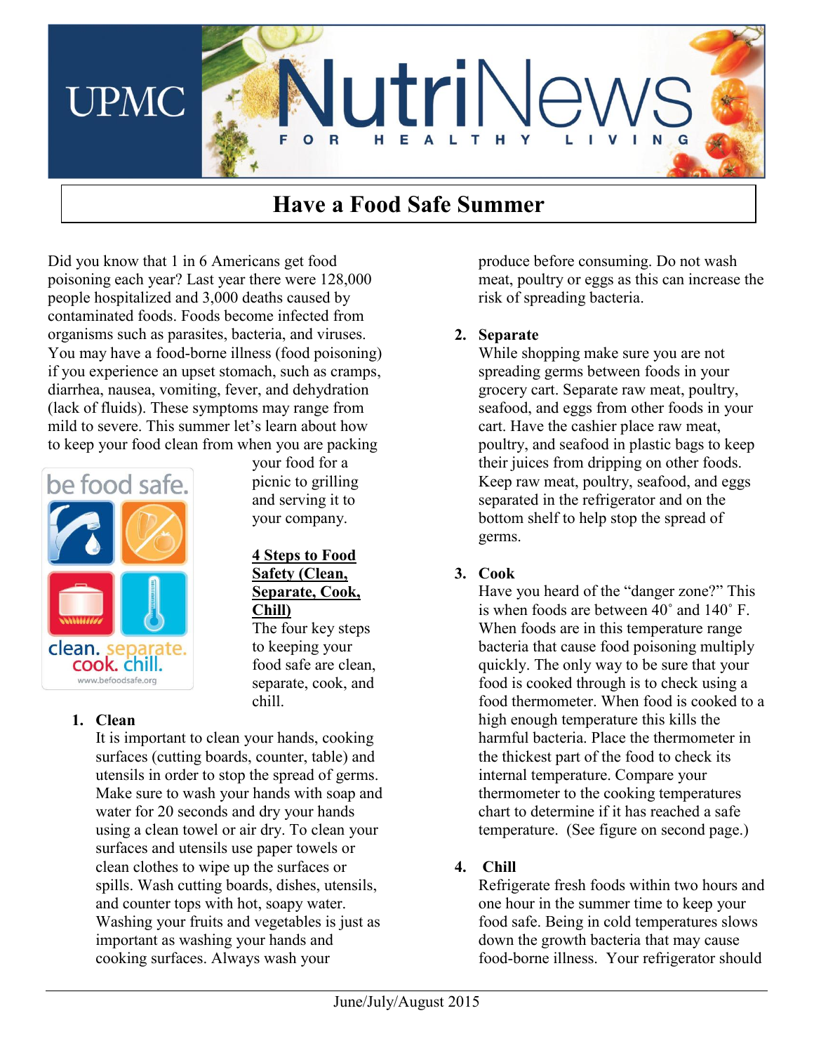# UPMC NutriNews FOR HEALTHY LIVING

## Have a Food Safe Summer

Did you know that 1 in 6 Americans get food poisoning each year? Last year there were 128,000 people hospitalized and 3,000 deaths caused by contaminated foods. Foods become infected from organisms such as parasites, bacteria, and viruses. You may have a food-borne illness (food poisoning) if you experience an upset stomach, such as cramps, diarrhea, nausea, vomiting, fever, and dehydration (lack of fluids). These symptoms may range from mild to severe. This summer let's learn about how to keep your food clean from when you are packing your food for a picnic to grilling and serving it to your company.

be food safe.

clean. separate. cook. chill.

www.befoodsafe.org

**4 Steps to Food Safety (Clean, Separate, Cook, Chill)**

The four key steps to keeping your food safe are clean, separate, cook, and chill.

1. **Clean**
   It is important to clean your hands, cooking surfaces (cutting boards, counter, table) and utensils in order to stop the spread of germs. Make sure to wash your hands with soap and water for 20 seconds and dry your hands using a clean towel or air dry. To clean your surfaces and utensils use paper towels or clean clothes to wipe up the surfaces or spills. Wash cutting boards, dishes, utensils, and counter tops with hot, soapy water. Washing your fruits and vegetables is just as important as washing your hands and cooking surfaces. Always wash your produce before consuming. Do not wash meat, poultry or eggs as this can increase the risk of spreading bacteria.

2. **Separate**
   While shopping make sure you are not spreading germs between foods in your grocery cart. Separate raw meat, poultry, seafood, and eggs from other foods in your cart. Have the cashier place raw meat, poultry, and seafood in plastic bags to keep their juices from dripping on other foods. Keep raw meat, poultry, seafood, and eggs separated in the refrigerator and on the bottom shelf to help stop the spread of germs.

3. **Cook**
   Have you heard of the "danger zone?" This is when foods are between 40˚ and 140˚ F. When foods are in this temperature range bacteria that cause food poisoning multiply quickly. The only way to be sure that your food is cooked through is to check using a food thermometer. When food is cooked to a high enough temperature this kills the harmful bacteria. Place the thermometer in the thickest part of the food to check its internal temperature. Compare your thermometer to the cooking temperatures chart to determine if it has reached a safe temperature. (See figure on second page.)

4. **Chill**
   Refrigerate fresh foods within two hours and one hour in the summer time to keep your food safe. Being in cold temperatures slows down the growth bacteria that may cause food-borne illness. Your refrigerator should

June/July/August 2015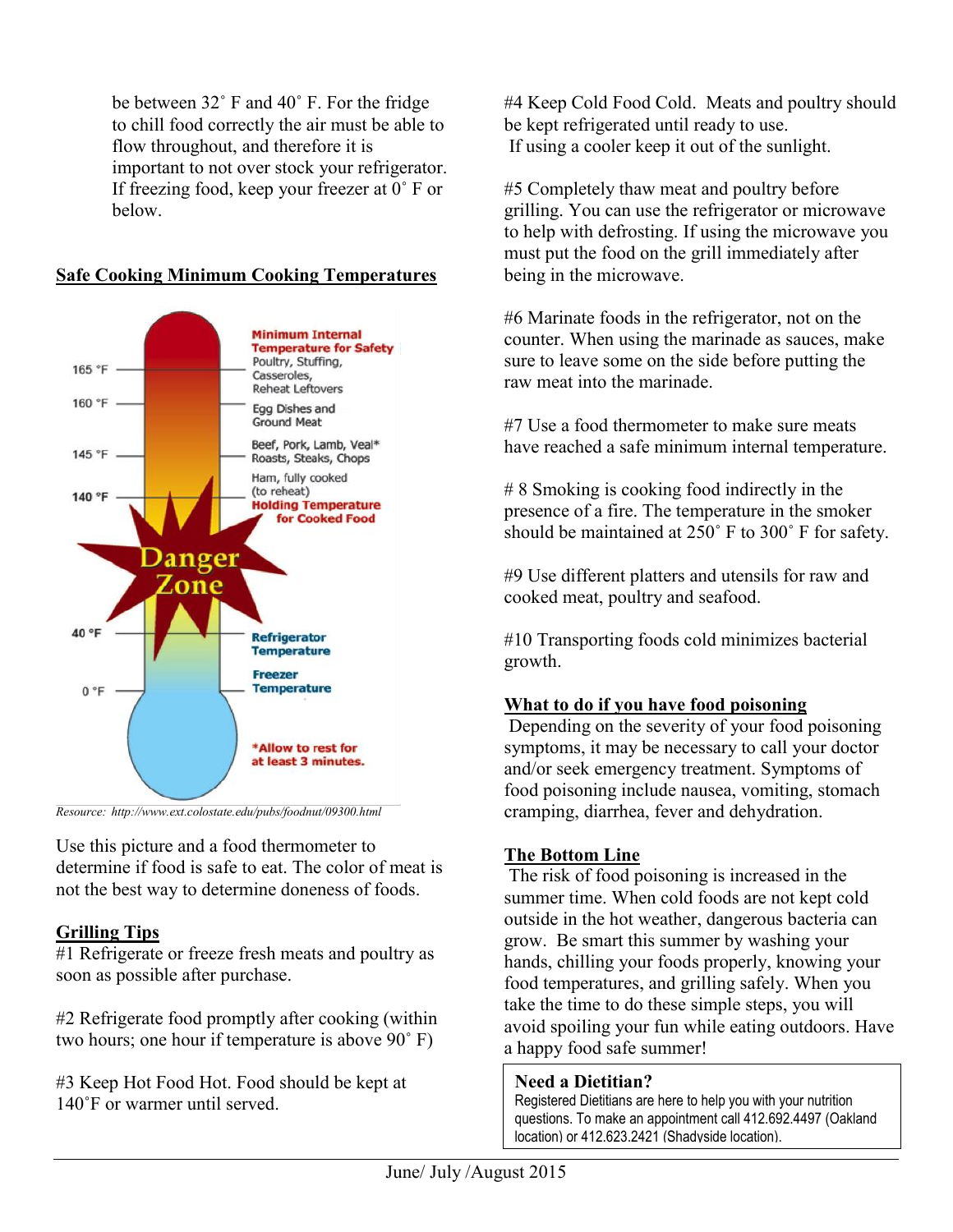be between 32˚ F and 40˚ F. For the fridge to chill food correctly the air must be able to flow throughout, and therefore it is important to not over stock your refrigerator. If freezing food, keep your freezer at 0˚ F or below.

## Safe Cooking Minimum Cooking Temperatures

Minimum Internal Temperature for Safety

165 °F — Poultry, Stuffing, Casseroles, Reheat Leftovers

160 °F — Egg Dishes and Ground Meat

145 °F — Beef, Pork, Lamb, Veal* Roasts, Steaks, Chops

Ham, fully cooked (to reheat)

140 °F — Holding Temperature for Cooked Food

Danger Zone

40 °F — Refrigerator Temperature

0 °F — Freezer Temperature

*Allow to rest for at least 3 minutes.

*Resource: http://www.ext.colostate.edu/pubs/foodnut/09300.html*

Use this picture and a food thermometer to determine if food is safe to eat. The color of meat is not the best way to determine doneness of foods.

## Grilling Tips

#1 Refrigerate or freeze fresh meats and poultry as soon as possible after purchase.

#2 Refrigerate food promptly after cooking (within two hours; one hour if temperature is above 90˚ F)

#3 Keep Hot Food Hot. Food should be kept at 140˚F or warmer until served.

#4 Keep Cold Food Cold. Meats and poultry should be kept refrigerated until ready to use. If using a cooler keep it out of the sunlight.

#5 Completely thaw meat and poultry before grilling. You can use the refrigerator or microwave to help with defrosting. If using the microwave you must put the food on the grill immediately after being in the microwave.

#6 Marinate foods in the refrigerator, not on the counter. When using the marinade as sauces, make sure to leave some on the side before putting the raw meat into the marinade.

#7 Use a food thermometer to make sure meats have reached a safe minimum internal temperature.

# 8 Smoking is cooking food indirectly in the presence of a fire. The temperature in the smoker should be maintained at 250˚ F to 300˚ F for safety.

#9 Use different platters and utensils for raw and cooked meat, poultry and seafood.

#10 Transporting foods cold minimizes bacterial growth.

## What to do if you have food poisoning

Depending on the severity of your food poisoning symptoms, it may be necessary to call your doctor and/or seek emergency treatment. Symptoms of food poisoning include nausea, vomiting, stomach cramping, diarrhea, fever and dehydration.

## The Bottom Line

The risk of food poisoning is increased in the summer time. When cold foods are not kept cold outside in the hot weather, dangerous bacteria can grow. Be smart this summer by washing your hands, chilling your foods properly, knowing your food temperatures, and grilling safely. When you take the time to do these simple steps, you will avoid spoiling your fun while eating outdoors. Have a happy food safe summer!

**Need a Dietitian?**

Registered Dietitians are here to help you with your nutrition questions. To make an appointment call 412.692.4497 (Oakland location) or 412.623.2421 (Shadyside location).

June/ July /August 2015